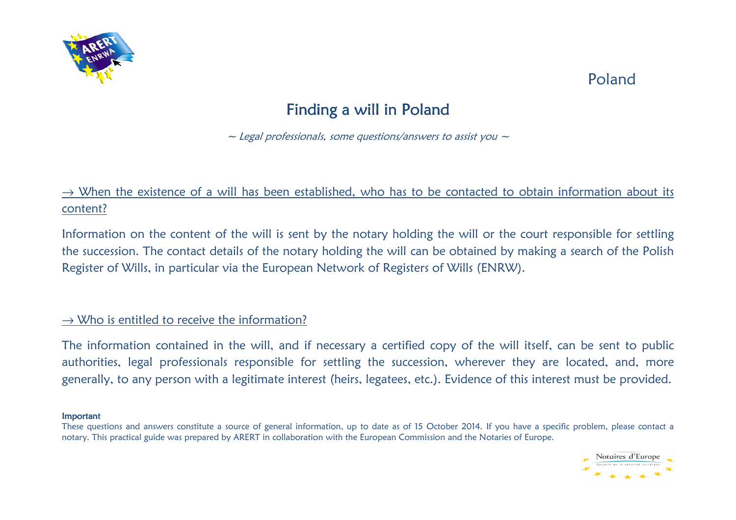Poland

# Finding a will in Poland

*~ Legal professionals, some questions/answers to assist you ~*

## → When the existence of a will has been established, who has to be contacted to obtain information about its content?

Information on the content of the will is sent by the notary holding the will or the court responsible for settling the succession. The contact details of the notary holding the will can be obtained by making a search of the Polish Register of Wills, in particular via the European Network of Registers of Wills (ENRW).

## → Who is entitled to receive the information?

The information contained in the will, and if necessary a certified copy of the will itself, can be sent to public authorities, legal professionals responsible for settling the succession, wherever they are located, and, more generally, to any person with a legitimate interest (heirs, legatees, etc.). Evidence of this interest must be provided.

**Important**

These questions and answers constitute a source of general information, up to date as of 15 October 2014. If you have a specific problem, please contact a notary. This practical guide was prepared by ARERT in collaboration with the European Commission and the Notaries of Europe.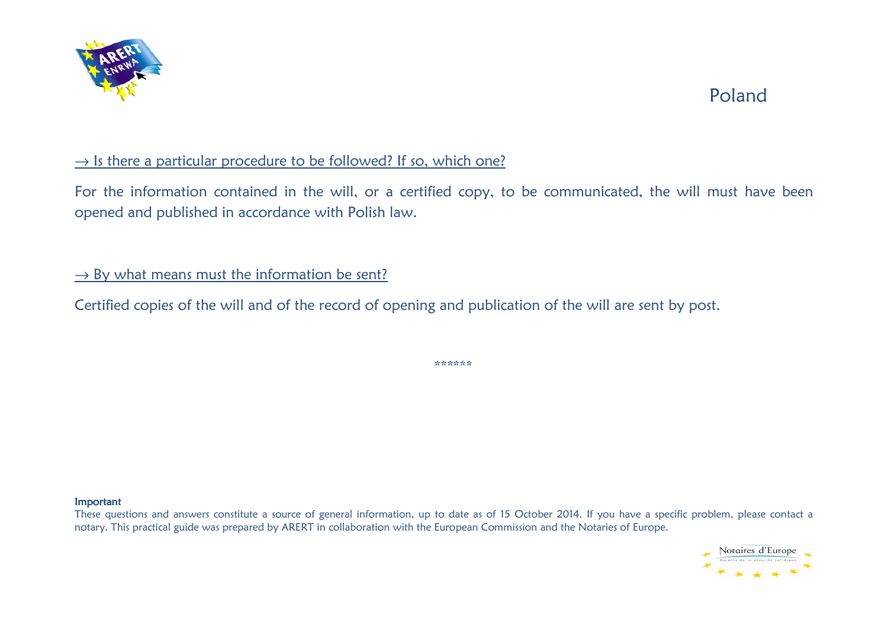Poland

→ Is there a particular procedure to be followed? If so, which one?

For the information contained in the will, or a certified copy, to be communicated, the will must have been opened and published in accordance with Polish law.

→ By what means must the information be sent?

Certified copies of the will and of the record of opening and publication of the will are sent by post.

******

**Important**

These questions and answers constitute a source of general information, up to date as of 15 October 2014. If you have a specific problem, please contact a notary. This practical guide was prepared by ARERT in collaboration with the European Commission and the Notaries of Europe.